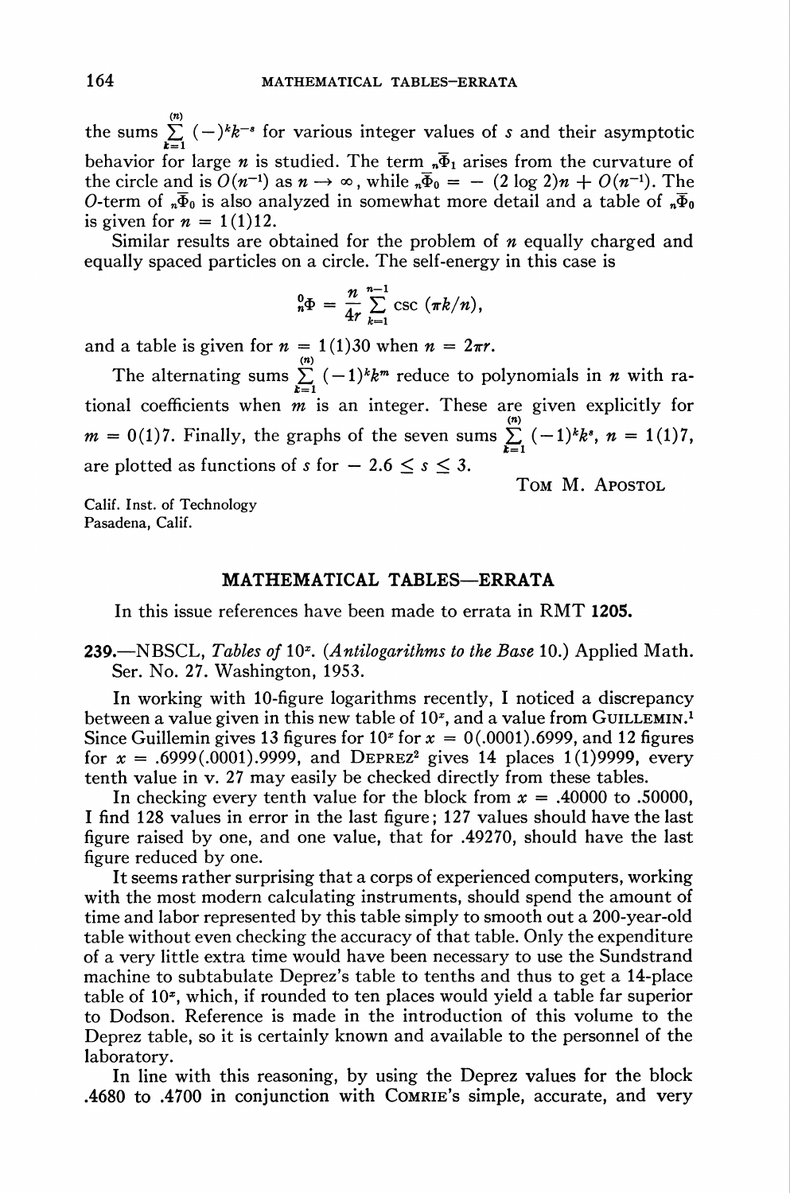the sums $\sum_{k=1}^{(n)} (-)^k k^{-s}$ for various integer values of $s$ and their asymptotic behavior for large $n$ is studied. The term ${}_n\overline{\Phi}_1$ arises from the curvature of the circle and is $O(n^{-1})$ as $n \to \infty$, while ${}_n\overline{\Phi}_0 = -(2 \log 2)n + O(n^{-1})$. The $O$-term of ${}_n\overline{\Phi}_0$ is also analyzed in somewhat more detail and a table of ${}_n\overline{\Phi}_0$ is given for $n = 1(1)12$.

Similar results are obtained for the problem of $n$ equally charged and equally spaced particles on a circle. The self-energy in this case is

$$ {}_n^0\Phi = \frac{n}{4r} \sum_{k=1}^{n-1} \csc (\pi k/n), $$

and a table is given for $n = 1(1)30$ when $n = 2\pi r$.

The alternating sums $\sum_{k=1}^{(n)} (-1)^k k^m$ reduce to polynomials in $n$ with rational coefficients when $m$ is an integer. These are given explicitly for $m = 0(1)7$. Finally, the graphs of the seven sums $\sum_{k=1}^{(n)} (-1)^k k^s$, $n = 1(1)7$, are plotted as functions of $s$ for $-2.6 \leq s \leq 3$.

Tom M. Apostol

Calif. Inst. of Technology
Pasadena, Calif.

## MATHEMATICAL TABLES—ERRATA

In this issue references have been made to errata in RMT **1205**.

**239.**—NBSCL, *Tables of* $10^x$. (*Antilogarithms to the Base* 10.) Applied Math. Ser. No. 27. Washington, 1953.

In working with 10-figure logarithms recently, I noticed a discrepancy between a value given in this new table of $10^x$, and a value from Guillemin.[1] Since Guillemin gives 13 figures for $10^x$ for $x = 0(.0001).6999$, and 12 figures for $x = .6999(.0001).9999$, and Deprez[2] gives 14 places 1(1)9999, every tenth value in v. 27 may easily be checked directly from these tables.

In checking every tenth value for the block from $x = .40000$ to $.50000$, I find 128 values in error in the last figure; 127 values should have the last figure raised by one, and one value, that for .49270, should have the last figure reduced by one.

It seems rather surprising that a corps of experienced computers, working with the most modern calculating instruments, should spend the amount of time and labor represented by this table simply to smooth out a 200-year-old table without even checking the accuracy of that table. Only the expenditure of a very little extra time would have been necessary to use the Sundstrand machine to subtabulate Deprez's table to tenths and thus to get a 14-place table of $10^x$, which, if rounded to ten places would yield a table far superior to Dodson. Reference is made in the introduction of this volume to the Deprez table, so it is certainly known and available to the personnel of the laboratory.

In line with this reasoning, by using the Deprez values for the block .4680 to .4700 in conjunction with Comrie's simple, accurate, and very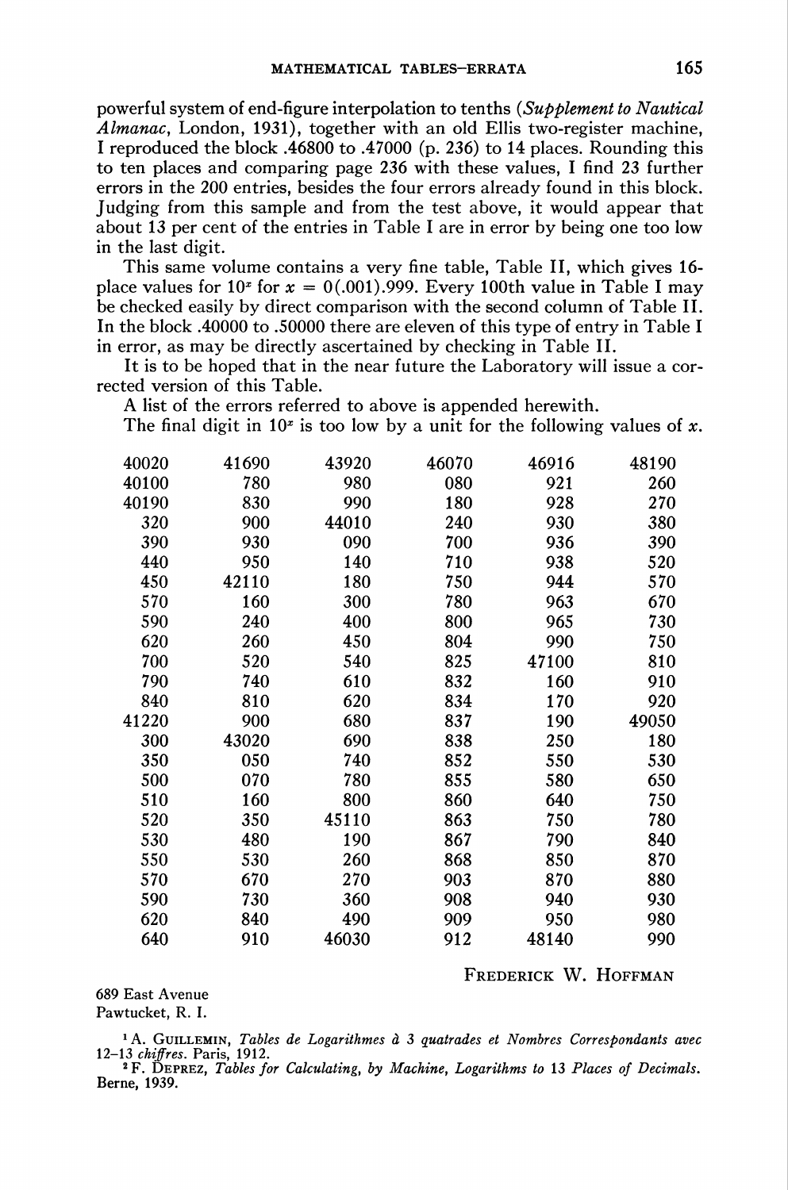powerful system of end-figure interpolation to tenths (*Supplement to Nautical Almanac*, London, 1931), together with an old Ellis two-register machine, I reproduced the block .46800 to .47000 (p. 236) to 14 places. Rounding this to ten places and comparing page 236 with these values, I find 23 further errors in the 200 entries, besides the four errors already found in this block. Judging from this sample and from the test above, it would appear that about 13 per cent of the entries in Table I are in error by being one too low in the last digit.

This same volume contains a very fine table, Table II, which gives 16-place values for $10^x$ for $x = 0(.001).999$. Every 100th value in Table I may be checked easily by direct comparison with the second column of Table II. In the block .40000 to .50000 there are eleven of this type of entry in Table I in error, as may be directly ascertained by checking in Table II.

It is to be hoped that in the near future the Laboratory will issue a corrected version of this Table.

A list of the errors referred to above is appended herewith.

The final digit in $10^x$ is too low by a unit for the following values of $x$.

| | | | | | |
|---|---|---|---|---|---|
| 40020 | 41690 | 43920 | 46070 | 46916 | 48190 |
| 40100 | 780 | 980 | 080 | 921 | 260 |
| 40190 | 830 | 990 | 180 | 928 | 270 |
| 320 | 900 | 44010 | 240 | 930 | 380 |
| 390 | 930 | 090 | 700 | 936 | 390 |
| 440 | 950 | 140 | 710 | 938 | 520 |
| 450 | 42110 | 180 | 750 | 944 | 570 |
| 570 | 160 | 300 | 780 | 963 | 670 |
| 590 | 240 | 400 | 800 | 965 | 730 |
| 620 | 260 | 450 | 804 | 990 | 750 |
| 700 | 520 | 540 | 825 | 47100 | 810 |
| 790 | 740 | 610 | 832 | 160 | 910 |
| 840 | 810 | 620 | 834 | 170 | 920 |
| 41220 | 900 | 680 | 837 | 190 | 49050 |
| 300 | 43020 | 690 | 838 | 250 | 180 |
| 350 | 050 | 740 | 852 | 550 | 530 |
| 500 | 070 | 780 | 855 | 580 | 650 |
| 510 | 160 | 800 | 860 | 640 | 750 |
| 520 | 350 | 45110 | 863 | 750 | 780 |
| 530 | 480 | 190 | 867 | 790 | 840 |
| 550 | 530 | 260 | 868 | 850 | 870 |
| 570 | 670 | 270 | 903 | 870 | 880 |
| 590 | 730 | 360 | 908 | 940 | 930 |
| 620 | 840 | 490 | 909 | 950 | 980 |
| 640 | 910 | 46030 | 912 | 48140 | 990 |

FREDERICK W. HOFFMAN

689 East Avenue
Pawtucket, R. I.

[1] A. GUILLEMIN, *Tables de Logarithmes à 3 quatrades et Nombres Correspondants avec 12–13 chiffres*. Paris, 1912.

[2] F. DEPREZ, *Tables for Calculating, by Machine, Logarithms to 13 Places of Decimals*. Berne, 1939.